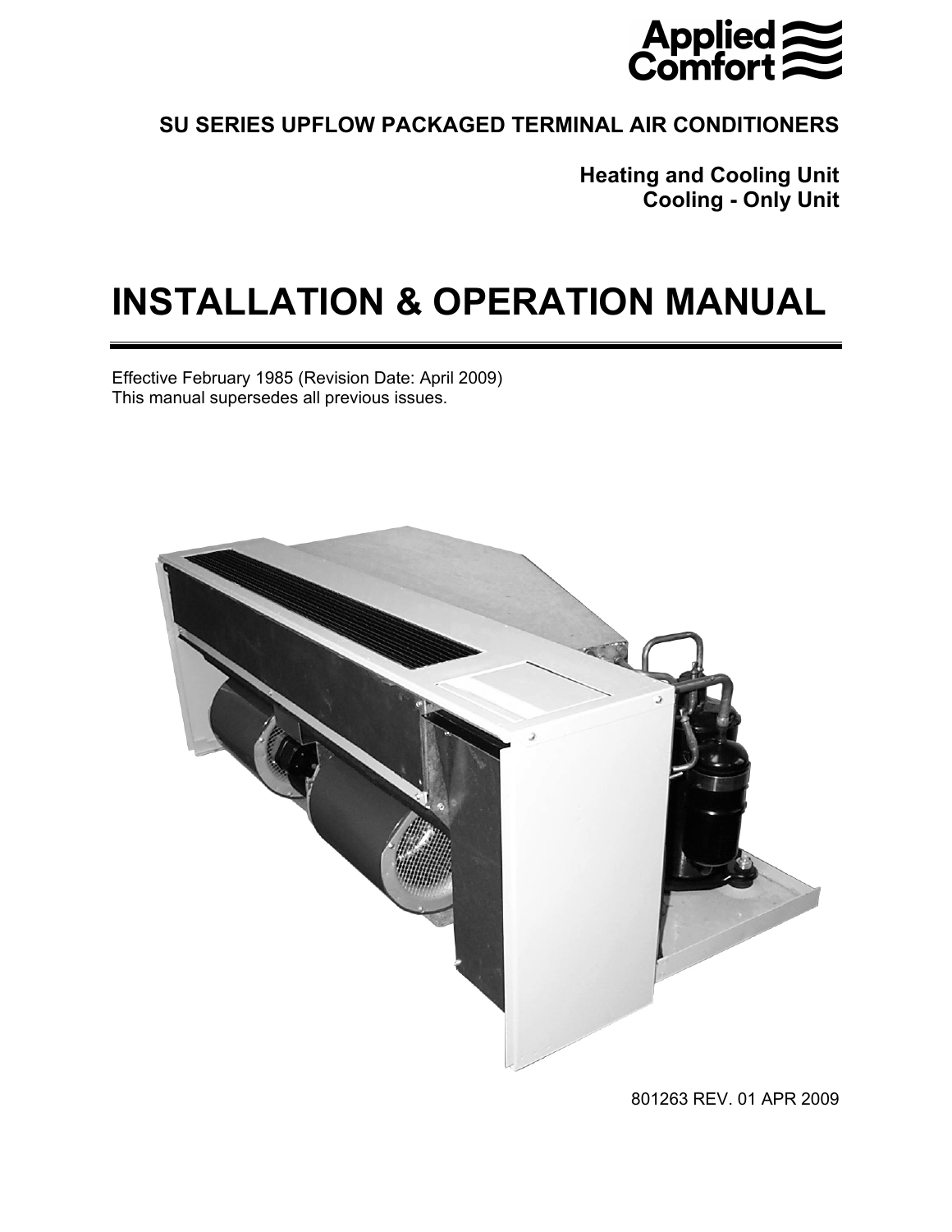Applied Comfort

**SU SERIES UPFLOW PACKAGED TERMINAL AIR CONDITIONERS**

**Heating and Cooling Unit**
**Cooling - Only Unit**

# INSTALLATION & OPERATION MANUAL

Effective February 1985 (Revision Date: April 2009)
This manual supersedes all previous issues.

801263 REV. 01 APR 2009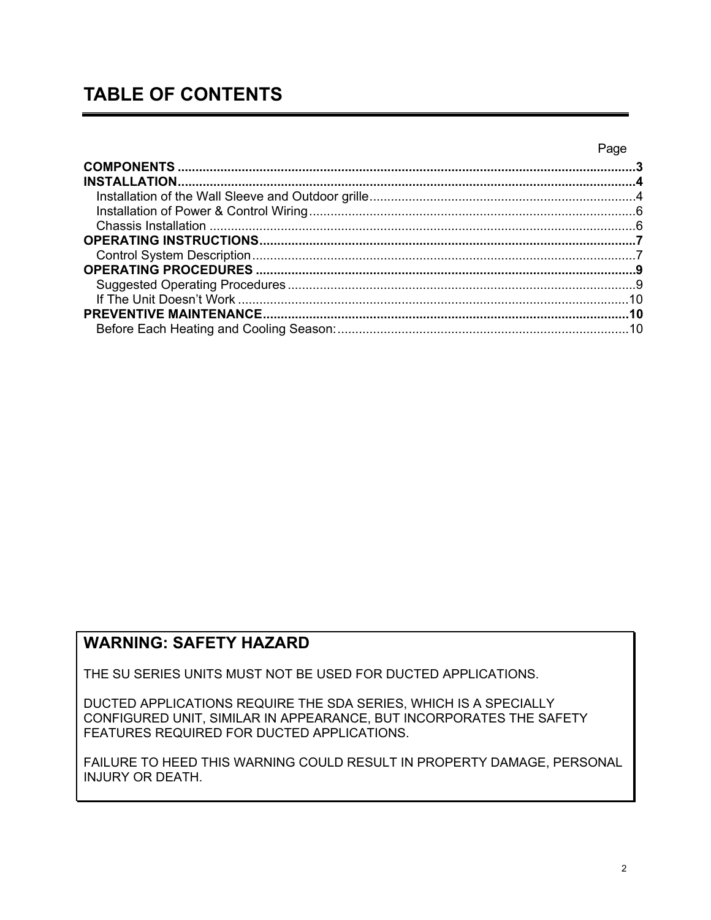# TABLE OF CONTENTS

| | Page |
|---|---|
| **COMPONENTS** | **3** |
| **INSTALLATION** | **4** |
| Installation of the Wall Sleeve and Outdoor grille | 4 |
| Installation of Power & Control Wiring | 6 |
| Chassis Installation | 6 |
| **OPERATING INSTRUCTIONS** | **7** |
| Control System Description | 7 |
| **OPERATING PROCEDURES** | **9** |
| Suggested Operating Procedures | 9 |
| If The Unit Doesn't Work | 10 |
| **PREVENTIVE MAINTENANCE** | **10** |
| Before Each Heating and Cooling Season: | 10 |

## WARNING: SAFETY HAZARD

THE SU SERIES UNITS MUST NOT BE USED FOR DUCTED APPLICATIONS.

DUCTED APPLICATIONS REQUIRE THE SDA SERIES, WHICH IS A SPECIALLY CONFIGURED UNIT, SIMILAR IN APPEARANCE, BUT INCORPORATES THE SAFETY FEATURES REQUIRED FOR DUCTED APPLICATIONS.

FAILURE TO HEED THIS WARNING COULD RESULT IN PROPERTY DAMAGE, PERSONAL INJURY OR DEATH.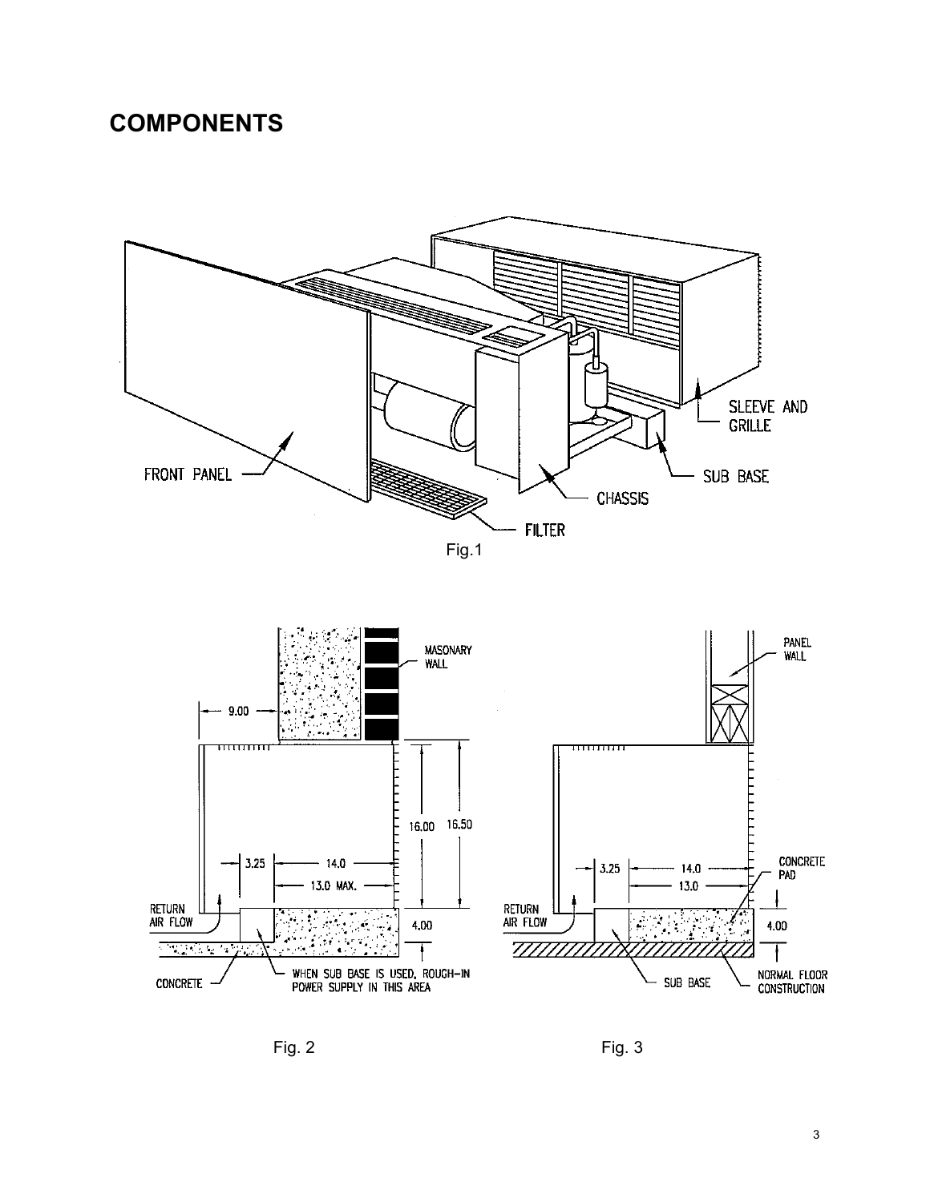# COMPONENTS

Fig.1

Fig. 2

Fig. 3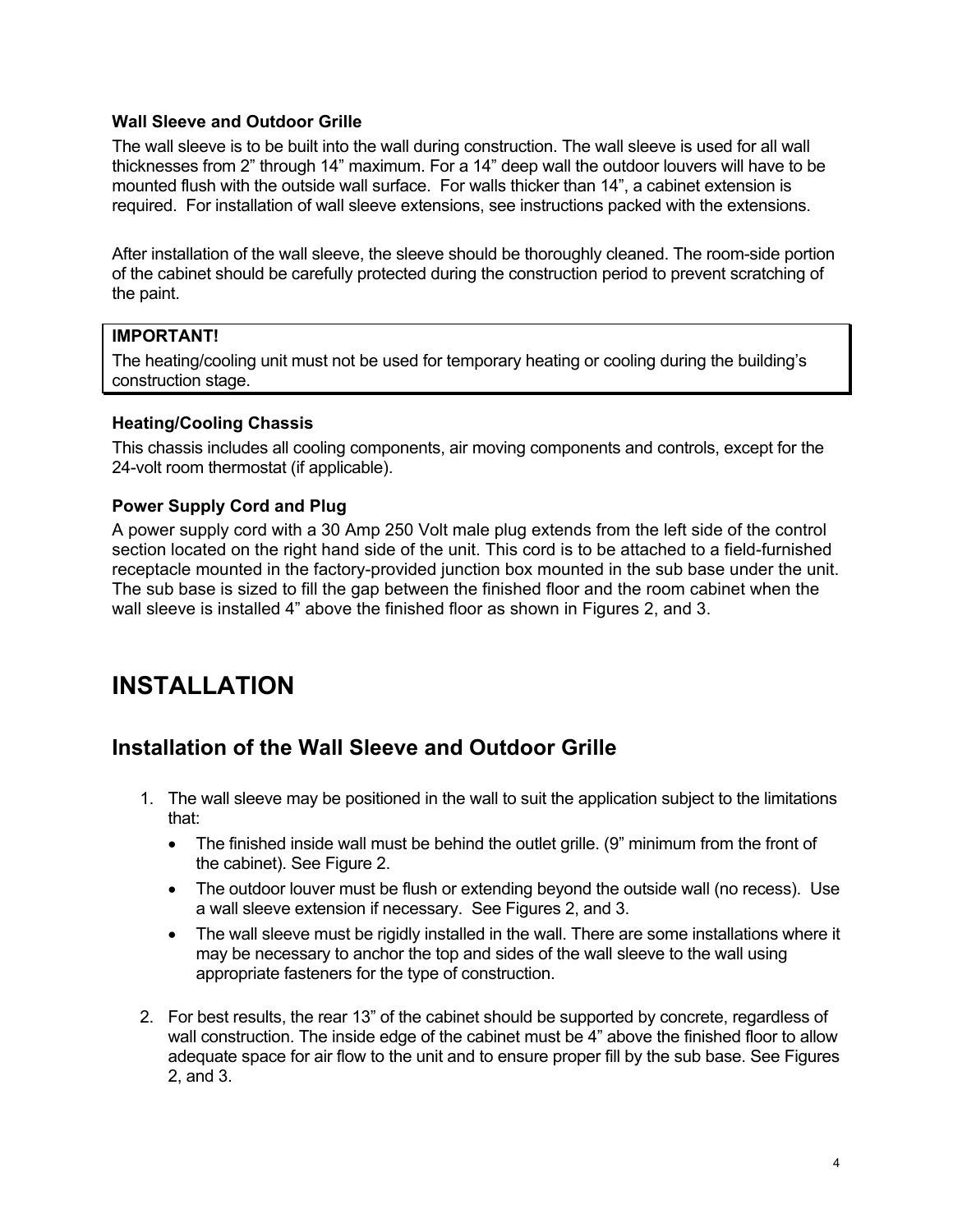### Wall Sleeve and Outdoor Grille

The wall sleeve is to be built into the wall during construction. The wall sleeve is used for all wall thicknesses from 2" through 14" maximum. For a 14" deep wall the outdoor louvers will have to be mounted flush with the outside wall surface. For walls thicker than 14", a cabinet extension is required. For installation of wall sleeve extensions, see instructions packed with the extensions.

After installation of the wall sleeve, the sleeve should be thoroughly cleaned. The room-side portion of the cabinet should be carefully protected during the construction period to prevent scratching of the paint.

> **IMPORTANT!**
> The heating/cooling unit must not be used for temporary heating or cooling during the building's construction stage.

### Heating/Cooling Chassis

This chassis includes all cooling components, air moving components and controls, except for the 24-volt room thermostat (if applicable).

### Power Supply Cord and Plug

A power supply cord with a 30 Amp 250 Volt male plug extends from the left side of the control section located on the right hand side of the unit. This cord is to be attached to a field-furnished receptacle mounted in the factory-provided junction box mounted in the sub base under the unit. The sub base is sized to fill the gap between the finished floor and the room cabinet when the wall sleeve is installed 4" above the finished floor as shown in Figures 2, and 3.

# INSTALLATION

## Installation of the Wall Sleeve and Outdoor Grille

1. The wall sleeve may be positioned in the wall to suit the application subject to the limitations that:
   - The finished inside wall must be behind the outlet grille. (9" minimum from the front of the cabinet). See Figure 2.
   - The outdoor louver must be flush or extending beyond the outside wall (no recess). Use a wall sleeve extension if necessary. See Figures 2, and 3.
   - The wall sleeve must be rigidly installed in the wall. There are some installations where it may be necessary to anchor the top and sides of the wall sleeve to the wall using appropriate fasteners for the type of construction.

2. For best results, the rear 13" of the cabinet should be supported by concrete, regardless of wall construction. The inside edge of the cabinet must be 4" above the finished floor to allow adequate space for air flow to the unit and to ensure proper fill by the sub base. See Figures 2, and 3.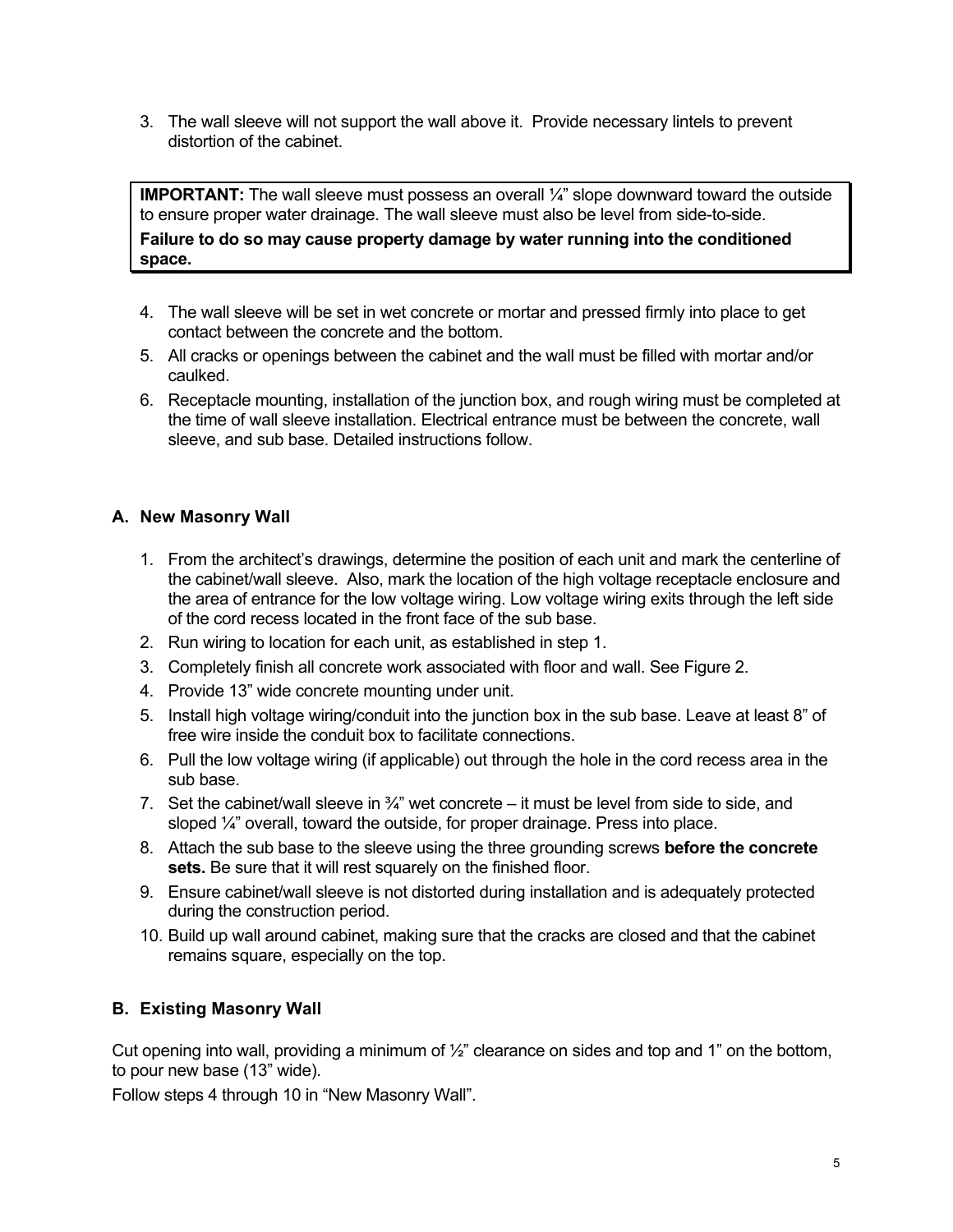3. The wall sleeve will not support the wall above it. Provide necessary lintels to prevent distortion of the cabinet.

> **IMPORTANT:** The wall sleeve must possess an overall ¼” slope downward toward the outside to ensure proper water drainage. The wall sleeve must also be level from side-to-side.
>
> **Failure to do so may cause property damage by water running into the conditioned space.**

4. The wall sleeve will be set in wet concrete or mortar and pressed firmly into place to get contact between the concrete and the bottom.
5. All cracks or openings between the cabinet and the wall must be filled with mortar and/or caulked.
6. Receptacle mounting, installation of the junction box, and rough wiring must be completed at the time of wall sleeve installation. Electrical entrance must be between the concrete, wall sleeve, and sub base. Detailed instructions follow.

### A. New Masonry Wall

1. From the architect’s drawings, determine the position of each unit and mark the centerline of the cabinet/wall sleeve. Also, mark the location of the high voltage receptacle enclosure and the area of entrance for the low voltage wiring. Low voltage wiring exits through the left side of the cord recess located in the front face of the sub base.
2. Run wiring to location for each unit, as established in step 1.
3. Completely finish all concrete work associated with floor and wall. See Figure 2.
4. Provide 13” wide concrete mounting under unit.
5. Install high voltage wiring/conduit into the junction box in the sub base. Leave at least 8” of free wire inside the conduit box to facilitate connections.
6. Pull the low voltage wiring (if applicable) out through the hole in the cord recess area in the sub base.
7. Set the cabinet/wall sleeve in ¾” wet concrete – it must be level from side to side, and sloped ¼” overall, toward the outside, for proper drainage. Press into place.
8. Attach the sub base to the sleeve using the three grounding screws **before the concrete sets.** Be sure that it will rest squarely on the finished floor.
9. Ensure cabinet/wall sleeve is not distorted during installation and is adequately protected during the construction period.
10. Build up wall around cabinet, making sure that the cracks are closed and that the cabinet remains square, especially on the top.

### B. Existing Masonry Wall

Cut opening into wall, providing a minimum of ½” clearance on sides and top and 1” on the bottom, to pour new base (13” wide).

Follow steps 4 through 10 in “New Masonry Wall”.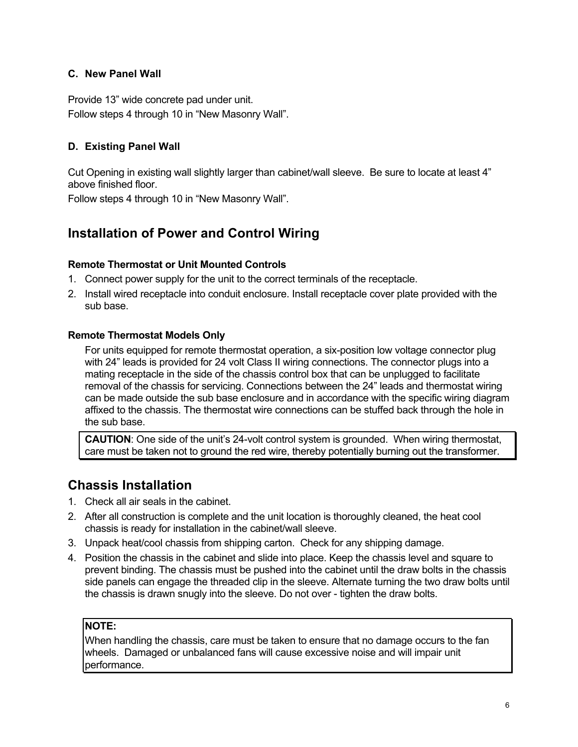### C. New Panel Wall

Provide 13” wide concrete pad under unit.
Follow steps 4 through 10 in “New Masonry Wall”.

### D. Existing Panel Wall

Cut Opening in existing wall slightly larger than cabinet/wall sleeve. Be sure to locate at least 4” above finished floor.
Follow steps 4 through 10 in “New Masonry Wall”.

## Installation of Power and Control Wiring

**Remote Thermostat or Unit Mounted Controls**

1. Connect power supply for the unit to the correct terminals of the receptacle.
2. Install wired receptacle into conduit enclosure. Install receptacle cover plate provided with the sub base.

**Remote Thermostat Models Only**

For units equipped for remote thermostat operation, a six-position low voltage connector plug with 24” leads is provided for 24 volt Class II wiring connections. The connector plugs into a mating receptacle in the side of the chassis control box that can be unplugged to facilitate removal of the chassis for servicing. Connections between the 24” leads and thermostat wiring can be made outside the sub base enclosure and in accordance with the specific wiring diagram affixed to the chassis. The thermostat wire connections can be stuffed back through the hole in the sub base.

**CAUTION**: One side of the unit’s 24-volt control system is grounded. When wiring thermostat, care must be taken not to ground the red wire, thereby potentially burning out the transformer.

## Chassis Installation

1. Check all air seals in the cabinet.
2. After all construction is complete and the unit location is thoroughly cleaned, the heat cool chassis is ready for installation in the cabinet/wall sleeve.
3. Unpack heat/cool chassis from shipping carton. Check for any shipping damage.
4. Position the chassis in the cabinet and slide into place. Keep the chassis level and square to prevent binding. The chassis must be pushed into the cabinet until the draw bolts in the chassis side panels can engage the threaded clip in the sleeve. Alternate turning the two draw bolts until the chassis is drawn snugly into the sleeve. Do not over - tighten the draw bolts.

**NOTE:**
When handling the chassis, care must be taken to ensure that no damage occurs to the fan wheels. Damaged or unbalanced fans will cause excessive noise and will impair unit performance.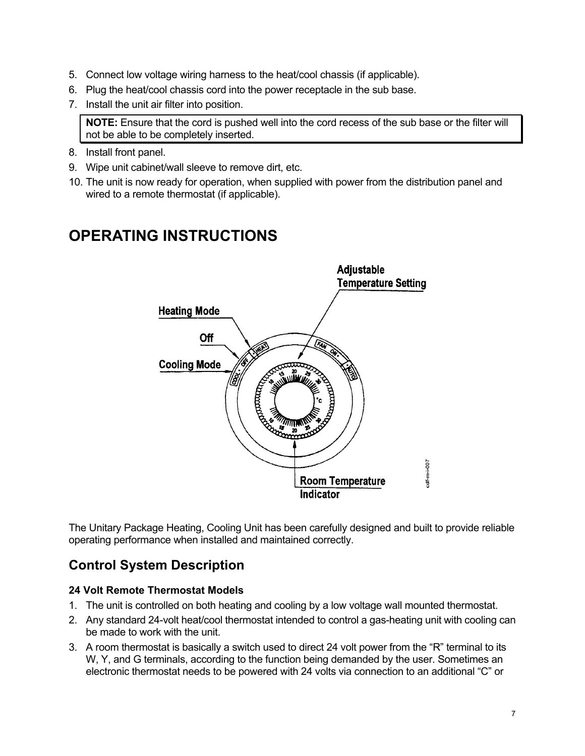5. Connect low voltage wiring harness to the heat/cool chassis (if applicable).
6. Plug the heat/cool chassis cord into the power receptacle in the sub base.
7. Install the unit air filter into position.

> **NOTE:** Ensure that the cord is pushed well into the cord recess of the sub base or the filter will not be able to be completely inserted.

8. Install front panel.
9. Wipe unit cabinet/wall sleeve to remove dirt, etc.
10. The unit is now ready for operation, when supplied with power from the distribution panel and wired to a remote thermostat (if applicable).

# OPERATING INSTRUCTIONS

The Unitary Package Heating, Cooling Unit has been carefully designed and built to provide reliable operating performance when installed and maintained correctly.

## Control System Description

### 24 Volt Remote Thermostat Models

1. The unit is controlled on both heating and cooling by a low voltage wall mounted thermostat.
2. Any standard 24-volt heat/cool thermostat intended to control a gas-heating unit with cooling can be made to work with the unit.
3. A room thermostat is basically a switch used to direct 24 volt power from the "R" terminal to its W, Y, and G terminals, according to the function being demanded by the user. Sometimes an electronic thermostat needs to be powered with 24 volts via connection to an additional "C" or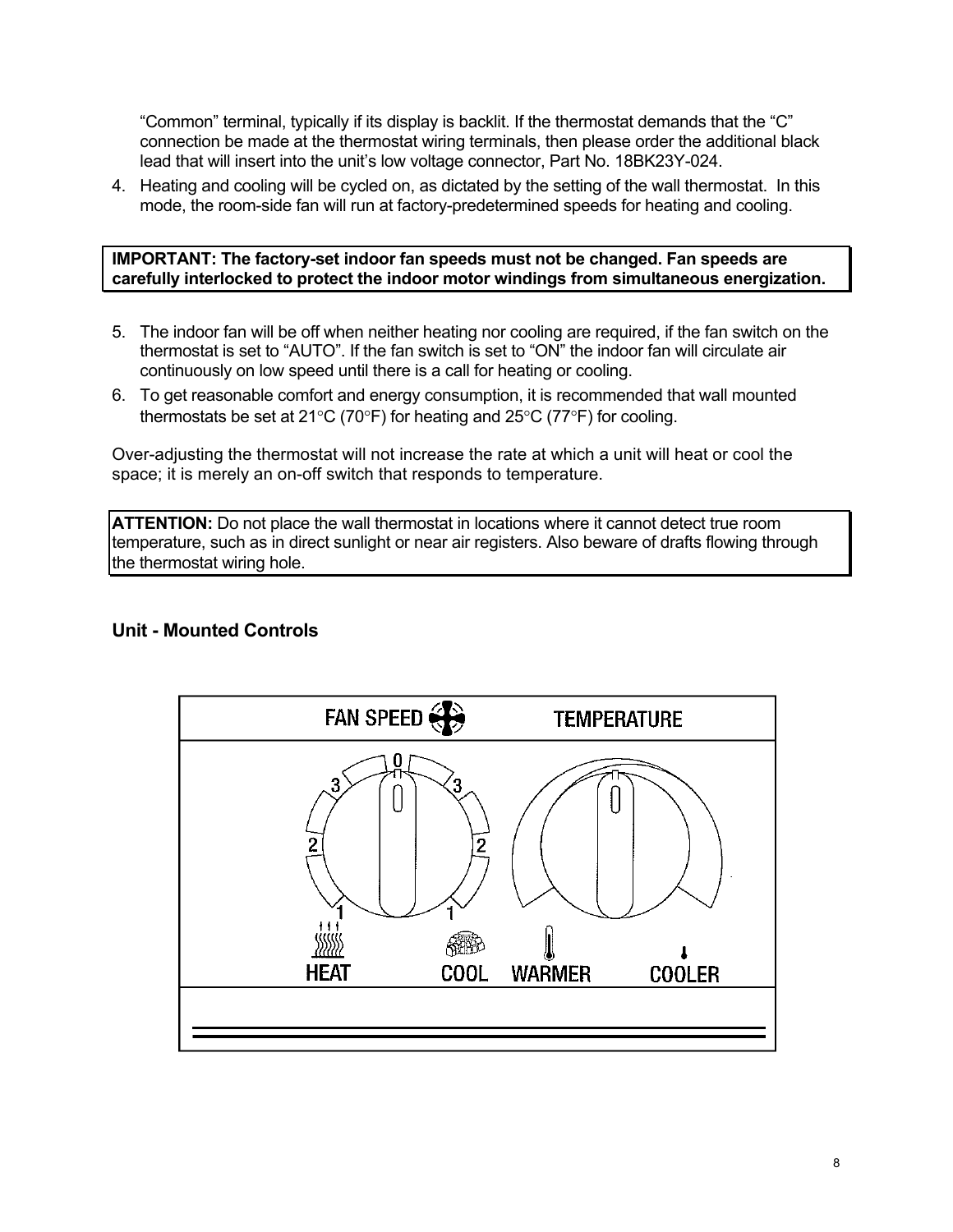"Common" terminal, typically if its display is backlit. If the thermostat demands that the "C" connection be made at the thermostat wiring terminals, then please order the additional black lead that will insert into the unit's low voltage connector, Part No. 18BK23Y-024.

4. Heating and cooling will be cycled on, as dictated by the setting of the wall thermostat. In this mode, the room-side fan will run at factory-predetermined speeds for heating and cooling.

**IMPORTANT: The factory-set indoor fan speeds must not be changed. Fan speeds are carefully interlocked to protect the indoor motor windings from simultaneous energization.**

5. The indoor fan will be off when neither heating nor cooling are required, if the fan switch on the thermostat is set to "AUTO". If the fan switch is set to "ON" the indoor fan will circulate air continuously on low speed until there is a call for heating or cooling.
6. To get reasonable comfort and energy consumption, it is recommended that wall mounted thermostats be set at 21°C (70°F) for heating and 25°C (77°F) for cooling.

Over-adjusting the thermostat will not increase the rate at which a unit will heat or cool the space; it is merely an on-off switch that responds to temperature.

**ATTENTION:** Do not place the wall thermostat in locations where it cannot detect true room temperature, such as in direct sunlight or near air registers. Also beware of drafts flowing through the thermostat wiring hole.

## Unit - Mounted Controls

FAN SPEED TEMPERATURE

HEAT COOL WARMER COOLER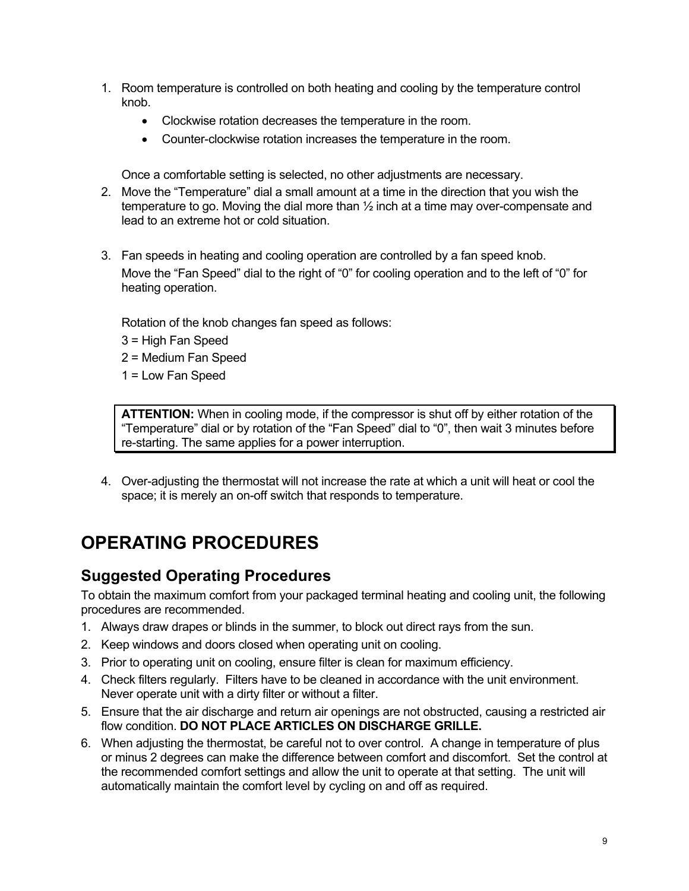1. Room temperature is controlled on both heating and cooling by the temperature control knob.
   - Clockwise rotation decreases the temperature in the room.
   - Counter-clockwise rotation increases the temperature in the room.

   Once a comfortable setting is selected, no other adjustments are necessary.
2. Move the "Temperature" dial a small amount at a time in the direction that you wish the temperature to go. Moving the dial more than ½ inch at a time may over-compensate and lead to an extreme hot or cold situation.

3. Fan speeds in heating and cooling operation are controlled by a fan speed knob.
   Move the "Fan Speed" dial to the right of "0" for cooling operation and to the left of "0" for heating operation.

   Rotation of the knob changes fan speed as follows:
   3 = High Fan Speed
   2 = Medium Fan Speed
   1 = Low Fan Speed

   > **ATTENTION:** When in cooling mode, if the compressor is shut off by either rotation of the "Temperature" dial or by rotation of the "Fan Speed" dial to "0", then wait 3 minutes before re-starting. The same applies for a power interruption.

4. Over-adjusting the thermostat will not increase the rate at which a unit will heat or cool the space; it is merely an on-off switch that responds to temperature.

# OPERATING PROCEDURES

## Suggested Operating Procedures

To obtain the maximum comfort from your packaged terminal heating and cooling unit, the following procedures are recommended.

1. Always draw drapes or blinds in the summer, to block out direct rays from the sun.
2. Keep windows and doors closed when operating unit on cooling.
3. Prior to operating unit on cooling, ensure filter is clean for maximum efficiency.
4. Check filters regularly. Filters have to be cleaned in accordance with the unit environment. Never operate unit with a dirty filter or without a filter.
5. Ensure that the air discharge and return air openings are not obstructed, causing a restricted air flow condition. **DO NOT PLACE ARTICLES ON DISCHARGE GRILLE.**
6. When adjusting the thermostat, be careful not to over control. A change in temperature of plus or minus 2 degrees can make the difference between comfort and discomfort. Set the control at the recommended comfort settings and allow the unit to operate at that setting. The unit will automatically maintain the comfort level by cycling on and off as required.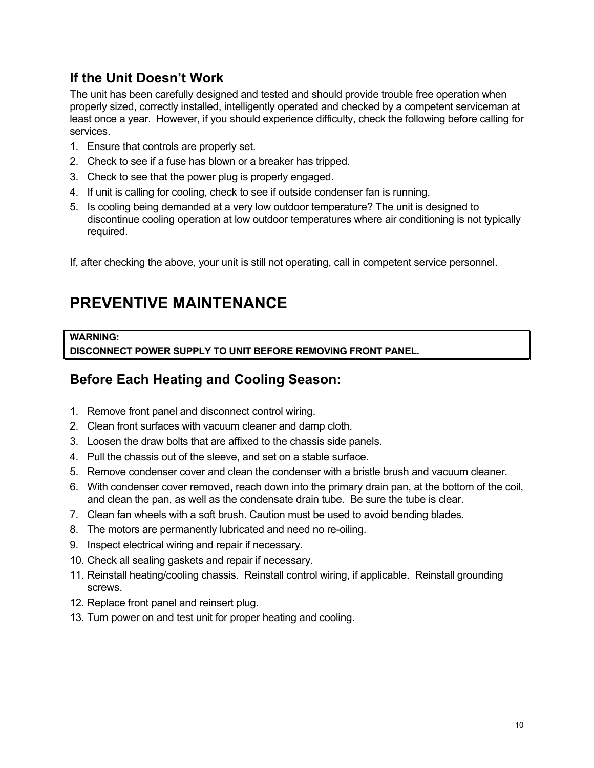## If the Unit Doesn't Work

The unit has been carefully designed and tested and should provide trouble free operation when properly sized, correctly installed, intelligently operated and checked by a competent serviceman at least once a year. However, if you should experience difficulty, check the following before calling for services.

1. Ensure that controls are properly set.
2. Check to see if a fuse has blown or a breaker has tripped.
3. Check to see that the power plug is properly engaged.
4. If unit is calling for cooling, check to see if outside condenser fan is running.
5. Is cooling being demanded at a very low outdoor temperature? The unit is designed to discontinue cooling operation at low outdoor temperatures where air conditioning is not typically required.

If, after checking the above, your unit is still not operating, call in competent service personnel.

# PREVENTIVE MAINTENANCE

**WARNING:**
**DISCONNECT POWER SUPPLY TO UNIT BEFORE REMOVING FRONT PANEL.**

## Before Each Heating and Cooling Season:

1. Remove front panel and disconnect control wiring.
2. Clean front surfaces with vacuum cleaner and damp cloth.
3. Loosen the draw bolts that are affixed to the chassis side panels.
4. Pull the chassis out of the sleeve, and set on a stable surface.
5. Remove condenser cover and clean the condenser with a bristle brush and vacuum cleaner.
6. With condenser cover removed, reach down into the primary drain pan, at the bottom of the coil, and clean the pan, as well as the condensate drain tube. Be sure the tube is clear.
7. Clean fan wheels with a soft brush. Caution must be used to avoid bending blades.
8. The motors are permanently lubricated and need no re-oiling.
9. Inspect electrical wiring and repair if necessary.
10. Check all sealing gaskets and repair if necessary.
11. Reinstall heating/cooling chassis. Reinstall control wiring, if applicable. Reinstall grounding screws.
12. Replace front panel and reinsert plug.
13. Turn power on and test unit for proper heating and cooling.